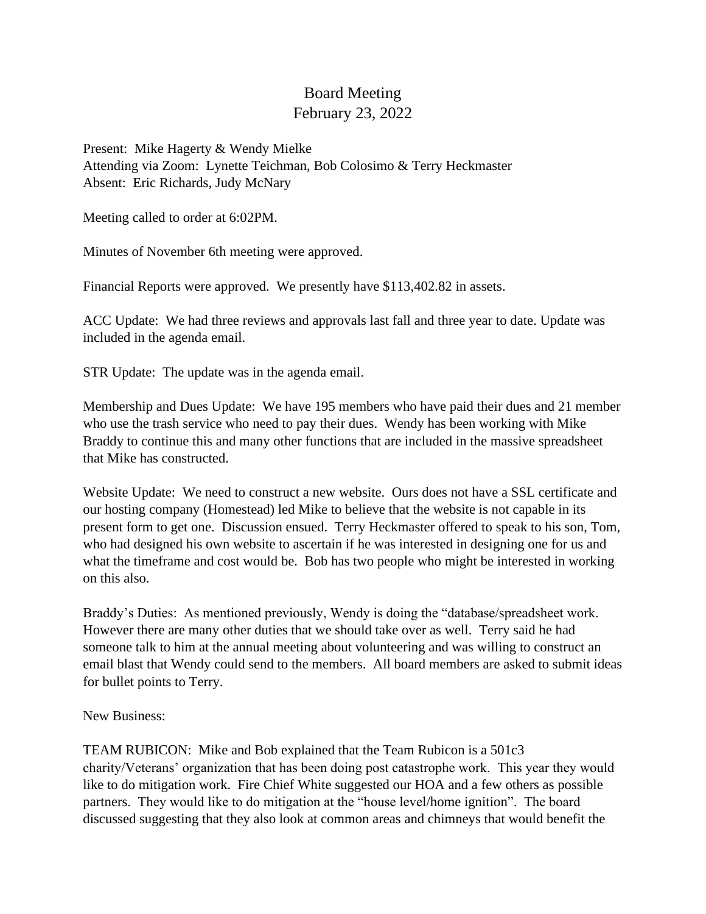# Board Meeting
# February 23, 2022

Present: Mike Hagerty & Wendy Mielke
Attending via Zoom: Lynette Teichman, Bob Colosimo & Terry Heckmaster
Absent: Eric Richards, Judy McNary

Meeting called to order at 6:02PM.

Minutes of November 6th meeting were approved.

Financial Reports were approved. We presently have $113,402.82 in assets.

ACC Update: We had three reviews and approvals last fall and three year to date. Update was included in the agenda email.

STR Update: The update was in the agenda email.

Membership and Dues Update: We have 195 members who have paid their dues and 21 member who use the trash service who need to pay their dues. Wendy has been working with Mike Braddy to continue this and many other functions that are included in the massive spreadsheet that Mike has constructed.

Website Update: We need to construct a new website. Ours does not have a SSL certificate and our hosting company (Homestead) led Mike to believe that the website is not capable in its present form to get one. Discussion ensued. Terry Heckmaster offered to speak to his son, Tom, who had designed his own website to ascertain if he was interested in designing one for us and what the timeframe and cost would be. Bob has two people who might be interested in working on this also.

Braddy's Duties: As mentioned previously, Wendy is doing the "database/spreadsheet work. However there are many other duties that we should take over as well. Terry said he had someone talk to him at the annual meeting about volunteering and was willing to construct an email blast that Wendy could send to the members. All board members are asked to submit ideas for bullet points to Terry.

New Business:

TEAM RUBICON: Mike and Bob explained that the Team Rubicon is a 501c3 charity/Veterans' organization that has been doing post catastrophe work. This year they would like to do mitigation work. Fire Chief White suggested our HOA and a few others as possible partners. They would like to do mitigation at the "house level/home ignition". The board discussed suggesting that they also look at common areas and chimneys that would benefit the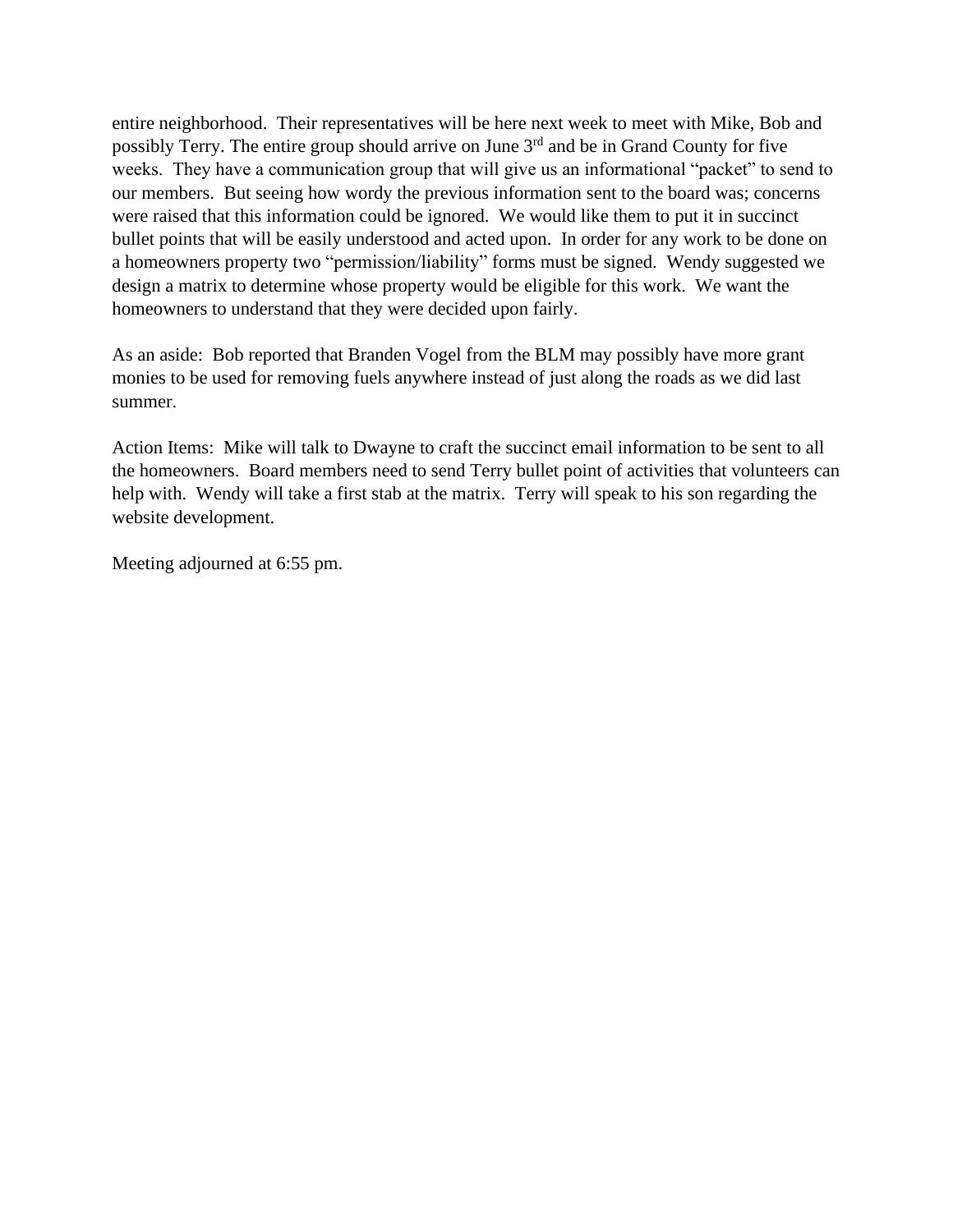entire neighborhood. Their representatives will be here next week to meet with Mike, Bob and possibly Terry. The entire group should arrive on June 3rd and be in Grand County for five weeks. They have a communication group that will give us an informational "packet" to send to our members. But seeing how wordy the previous information sent to the board was; concerns were raised that this information could be ignored. We would like them to put it in succinct bullet points that will be easily understood and acted upon. In order for any work to be done on a homeowners property two "permission/liability" forms must be signed. Wendy suggested we design a matrix to determine whose property would be eligible for this work. We want the homeowners to understand that they were decided upon fairly.

As an aside: Bob reported that Branden Vogel from the BLM may possibly have more grant monies to be used for removing fuels anywhere instead of just along the roads as we did last summer.

Action Items: Mike will talk to Dwayne to craft the succinct email information to be sent to all the homeowners. Board members need to send Terry bullet point of activities that volunteers can help with. Wendy will take a first stab at the matrix. Terry will speak to his son regarding the website development.

Meeting adjourned at 6:55 pm.